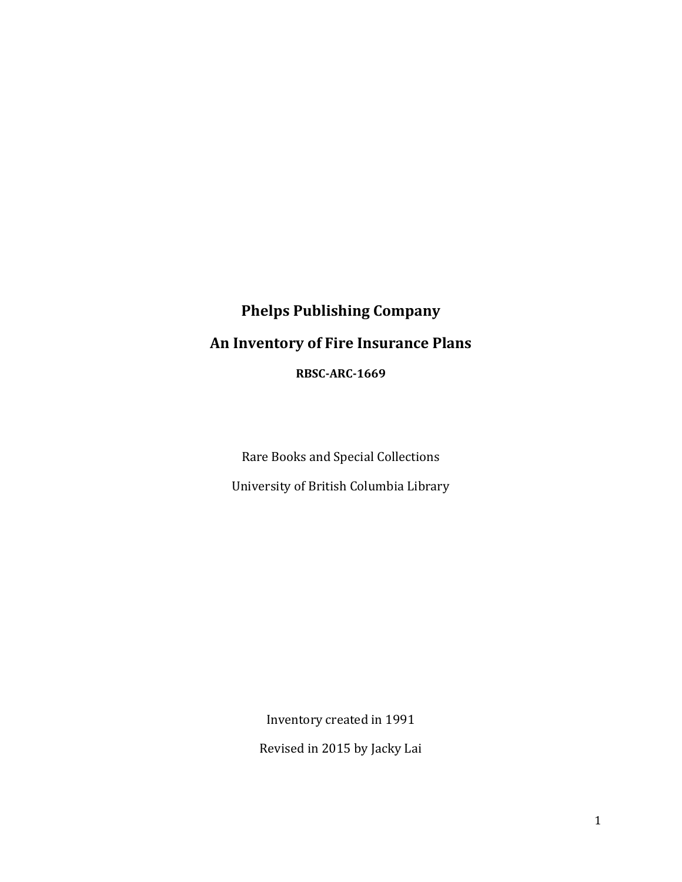# Phelps Publishing Company

## An Inventory of Fire Insurance Plans

**RBSC-ARC-1669**

Rare Books and Special Collections

University of British Columbia Library

Inventory created in 1991

Revised in 2015 by Jacky Lai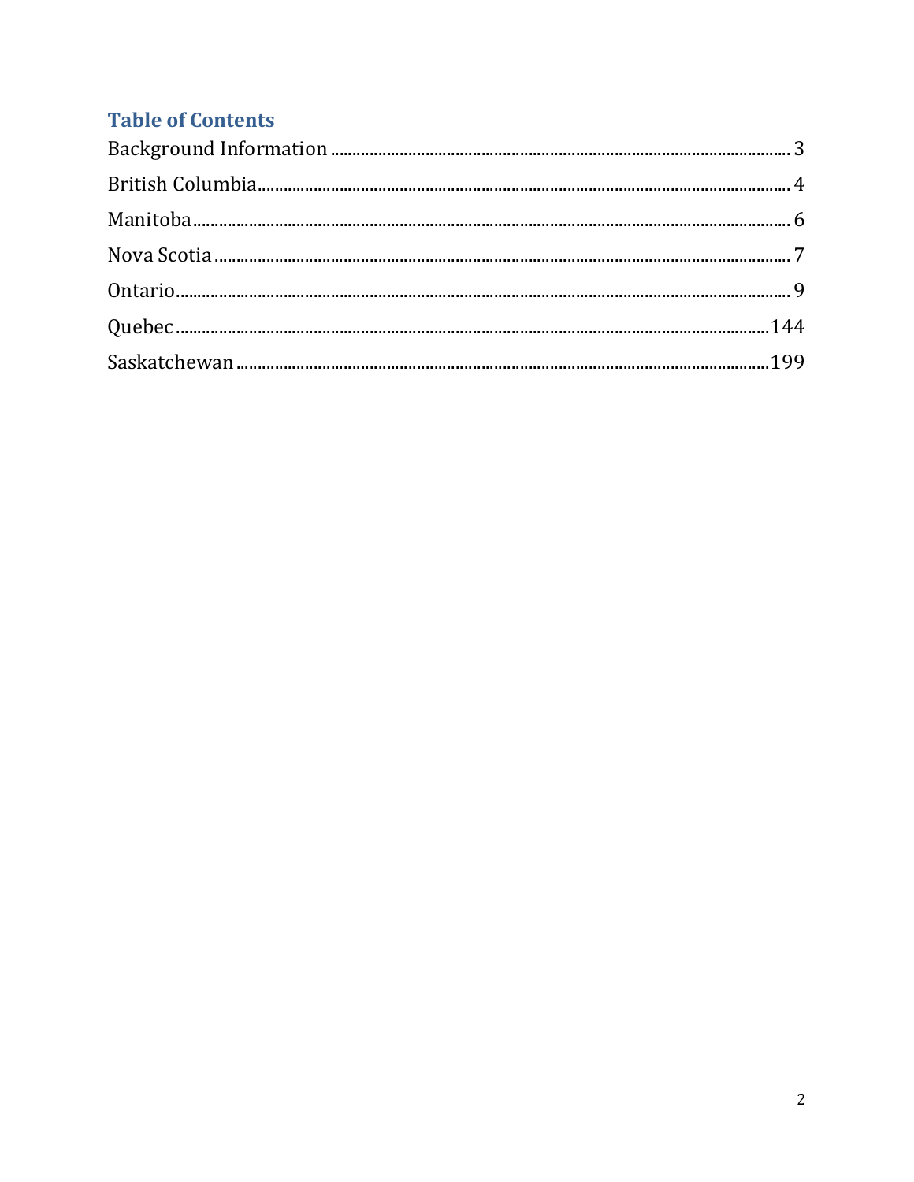## Table of Contents

Background Information ..................................................... 3

British Columbia ..................................................... 4

Manitoba ..................................................... 6

Nova Scotia ..................................................... 7

Ontario ..................................................... 9

Quebec ..................................................... 144

Saskatchewan ..................................................... 199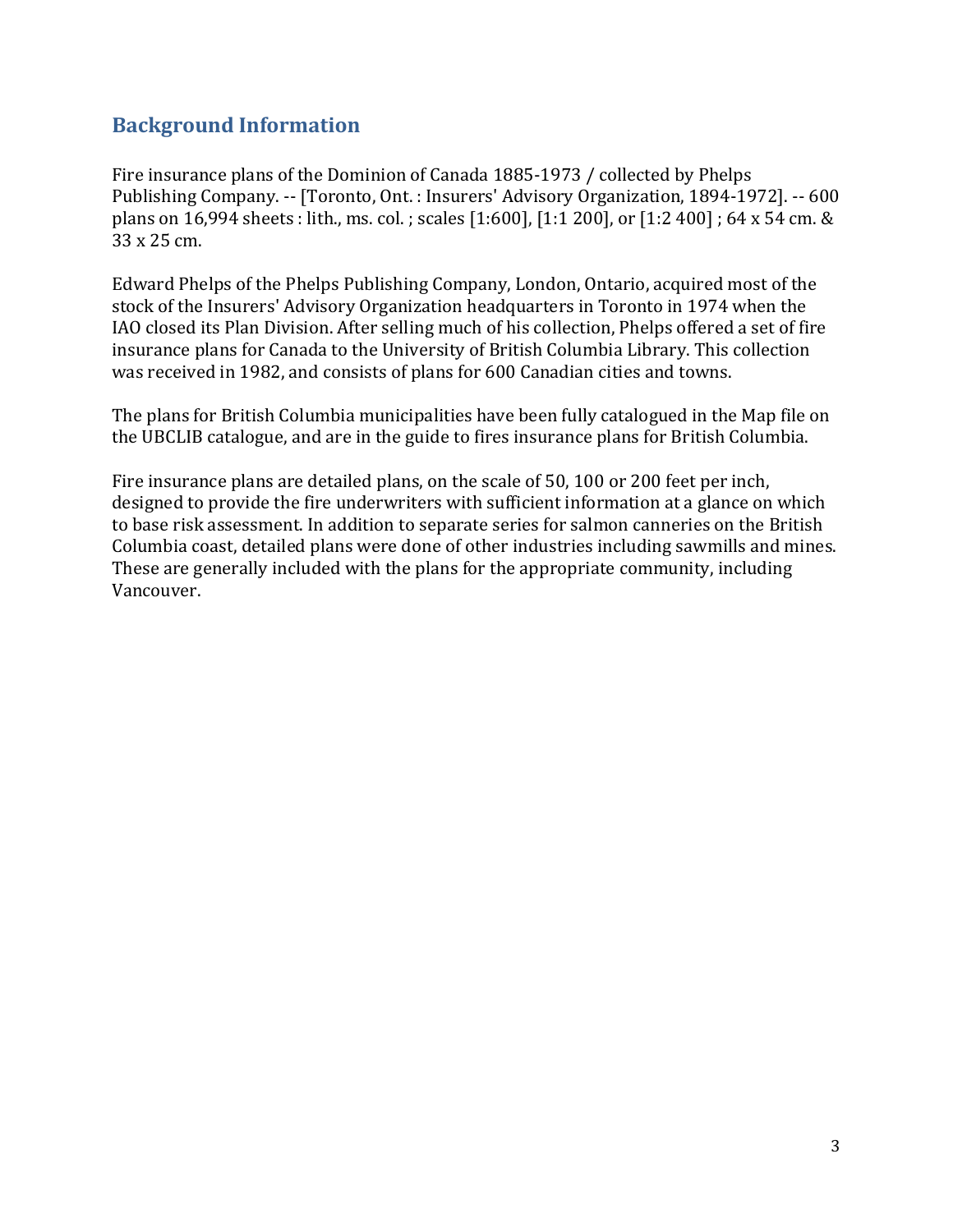## Background Information

Fire insurance plans of the Dominion of Canada 1885-1973 / collected by Phelps Publishing Company. -- [Toronto, Ont. : Insurers' Advisory Organization, 1894-1972]. -- 600 plans on 16,994 sheets : lith., ms. col. ; scales [1:600], [1:1 200], or [1:2 400] ; 64 x 54 cm. & 33 x 25 cm.

Edward Phelps of the Phelps Publishing Company, London, Ontario, acquired most of the stock of the Insurers' Advisory Organization headquarters in Toronto in 1974 when the IAO closed its Plan Division. After selling much of his collection, Phelps offered a set of fire insurance plans for Canada to the University of British Columbia Library. This collection was received in 1982, and consists of plans for 600 Canadian cities and towns.

The plans for British Columbia municipalities have been fully catalogued in the Map file on the UBCLIB catalogue, and are in the guide to fires insurance plans for British Columbia.

Fire insurance plans are detailed plans, on the scale of 50, 100 or 200 feet per inch, designed to provide the fire underwriters with sufficient information at a glance on which to base risk assessment. In addition to separate series for salmon canneries on the British Columbia coast, detailed plans were done of other industries including sawmills and mines. These are generally included with the plans for the appropriate community, including Vancouver.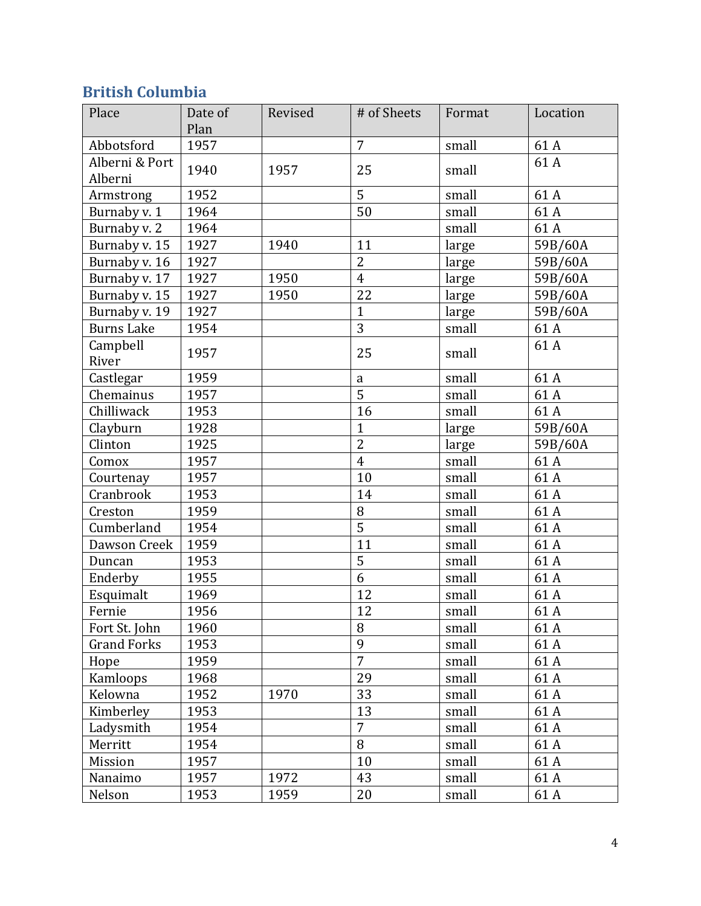## British Columbia

| Place | Date of Plan | Revised | # of Sheets | Format | Location |
|---|---|---|---|---|---|
| Abbotsford | 1957 | | 7 | small | 61 A |
| Alberni & Port Alberni | 1940 | 1957 | 25 | small | 61 A |
| Armstrong | 1952 | | 5 | small | 61 A |
| Burnaby v. 1 | 1964 | | 50 | small | 61 A |
| Burnaby v. 2 | 1964 | | | small | 61 A |
| Burnaby v. 15 | 1927 | 1940 | 11 | large | 59B/60A |
| Burnaby v. 16 | 1927 | | 2 | large | 59B/60A |
| Burnaby v. 17 | 1927 | 1950 | 4 | large | 59B/60A |
| Burnaby v. 15 | 1927 | 1950 | 22 | large | 59B/60A |
| Burnaby v. 19 | 1927 | | 1 | large | 59B/60A |
| Burns Lake | 1954 | | 3 | small | 61 A |
| Campbell River | 1957 | | 25 | small | 61 A |
| Castlegar | 1959 | | a | small | 61 A |
| Chemainus | 1957 | | 5 | small | 61 A |
| Chilliwack | 1953 | | 16 | small | 61 A |
| Clayburn | 1928 | | 1 | large | 59B/60A |
| Clinton | 1925 | | 2 | large | 59B/60A |
| Comox | 1957 | | 4 | small | 61 A |
| Courtenay | 1957 | | 10 | small | 61 A |
| Cranbrook | 1953 | | 14 | small | 61 A |
| Creston | 1959 | | 8 | small | 61 A |
| Cumberland | 1954 | | 5 | small | 61 A |
| Dawson Creek | 1959 | | 11 | small | 61 A |
| Duncan | 1953 | | 5 | small | 61 A |
| Enderby | 1955 | | 6 | small | 61 A |
| Esquimalt | 1969 | | 12 | small | 61 A |
| Fernie | 1956 | | 12 | small | 61 A |
| Fort St. John | 1960 | | 8 | small | 61 A |
| Grand Forks | 1953 | | 9 | small | 61 A |
| Hope | 1959 | | 7 | small | 61 A |
| Kamloops | 1968 | | 29 | small | 61 A |
| Kelowna | 1952 | 1970 | 33 | small | 61 A |
| Kimberley | 1953 | | 13 | small | 61 A |
| Ladysmith | 1954 | | 7 | small | 61 A |
| Merritt | 1954 | | 8 | small | 61 A |
| Mission | 1957 | | 10 | small | 61 A |
| Nanaimo | 1957 | 1972 | 43 | small | 61 A |
| Nelson | 1953 | 1959 | 20 | small | 61 A |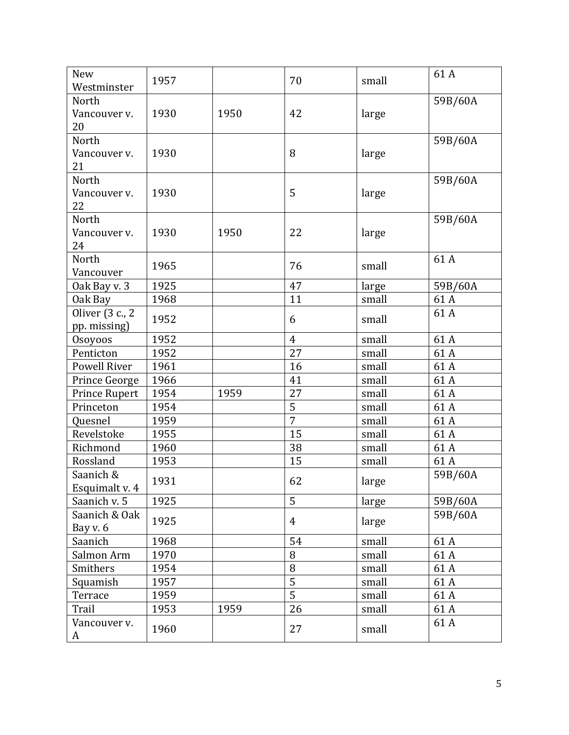| New Westminster | 1957 | | 70 | small | 61 A |
|---|---|---|---|---|---|
| North Vancouver v. 20 | 1930 | 1950 | 42 | large | 59B/60A |
| North Vancouver v. 21 | 1930 | | 8 | large | 59B/60A |
| North Vancouver v. 22 | 1930 | | 5 | large | 59B/60A |
| North Vancouver v. 24 | 1930 | 1950 | 22 | large | 59B/60A |
| North Vancouver | 1965 | | 76 | small | 61 A |
| Oak Bay v. 3 | 1925 | | 47 | large | 59B/60A |
| Oak Bay | 1968 | | 11 | small | 61 A |
| Oliver (3 c., 2 pp. missing) | 1952 | | 6 | small | 61 A |
| Osoyoos | 1952 | | 4 | small | 61 A |
| Penticton | 1952 | | 27 | small | 61 A |
| Powell River | 1961 | | 16 | small | 61 A |
| Prince George | 1966 | | 41 | small | 61 A |
| Prince Rupert | 1954 | 1959 | 27 | small | 61 A |
| Princeton | 1954 | | 5 | small | 61 A |
| Quesnel | 1959 | | 7 | small | 61 A |
| Revelstoke | 1955 | | 15 | small | 61 A |
| Richmond | 1960 | | 38 | small | 61 A |
| Rossland | 1953 | | 15 | small | 61 A |
| Saanich & Esquimalt v. 4 | 1931 | | 62 | large | 59B/60A |
| Saanich v. 5 | 1925 | | 5 | large | 59B/60A |
| Saanich & Oak Bay v. 6 | 1925 | | 4 | large | 59B/60A |
| Saanich | 1968 | | 54 | small | 61 A |
| Salmon Arm | 1970 | | 8 | small | 61 A |
| Smithers | 1954 | | 8 | small | 61 A |
| Squamish | 1957 | | 5 | small | 61 A |
| Terrace | 1959 | | 5 | small | 61 A |
| Trail | 1953 | 1959 | 26 | small | 61 A |
| Vancouver v. A | 1960 | | 27 | small | 61 A |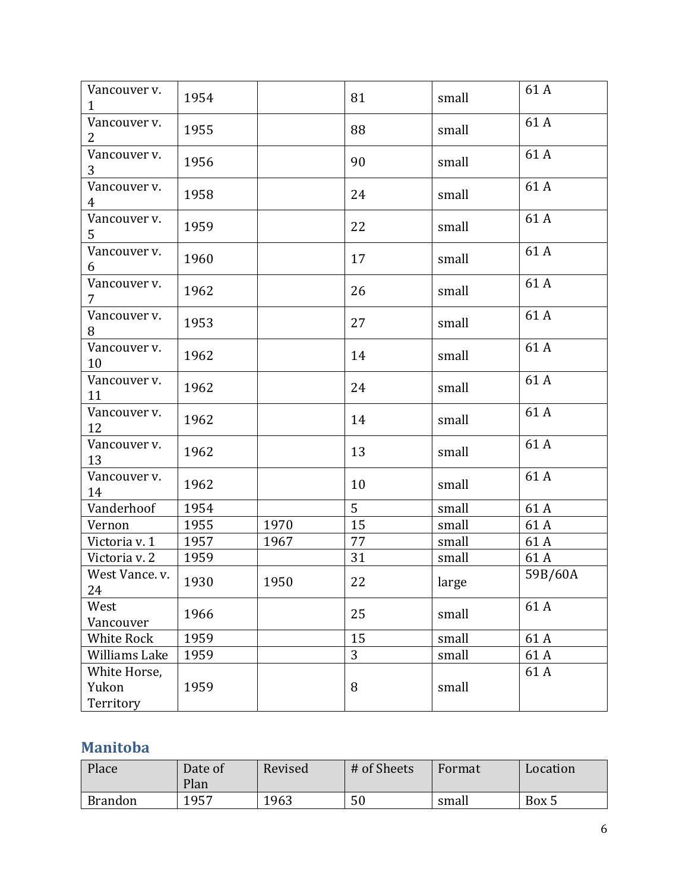| | | | | | |
|---|---|---|---|---|---|
| Vancouver v. 1 | 1954 | | 81 | small | 61 A |
| Vancouver v. 2 | 1955 | | 88 | small | 61 A |
| Vancouver v. 3 | 1956 | | 90 | small | 61 A |
| Vancouver v. 4 | 1958 | | 24 | small | 61 A |
| Vancouver v. 5 | 1959 | | 22 | small | 61 A |
| Vancouver v. 6 | 1960 | | 17 | small | 61 A |
| Vancouver v. 7 | 1962 | | 26 | small | 61 A |
| Vancouver v. 8 | 1953 | | 27 | small | 61 A |
| Vancouver v. 10 | 1962 | | 14 | small | 61 A |
| Vancouver v. 11 | 1962 | | 24 | small | 61 A |
| Vancouver v. 12 | 1962 | | 14 | small | 61 A |
| Vancouver v. 13 | 1962 | | 13 | small | 61 A |
| Vancouver v. 14 | 1962 | | 10 | small | 61 A |
| Vanderhoof | 1954 | | 5 | small | 61 A |
| Vernon | 1955 | 1970 | 15 | small | 61 A |
| Victoria v. 1 | 1957 | 1967 | 77 | small | 61 A |
| Victoria v. 2 | 1959 | | 31 | small | 61 A |
| West Vance. v. 24 | 1930 | 1950 | 22 | large | 59B/60A |
| West Vancouver | 1966 | | 25 | small | 61 A |
| White Rock | 1959 | | 15 | small | 61 A |
| Williams Lake | 1959 | | 3 | small | 61 A |
| White Horse, Yukon Territory | 1959 | | 8 | small | 61 A |

## Manitoba

| Place | Date of Plan | Revised | # of Sheets | Format | Location |
|---|---|---|---|---|---|
| Brandon | 1957 | 1963 | 50 | small | Box 5 |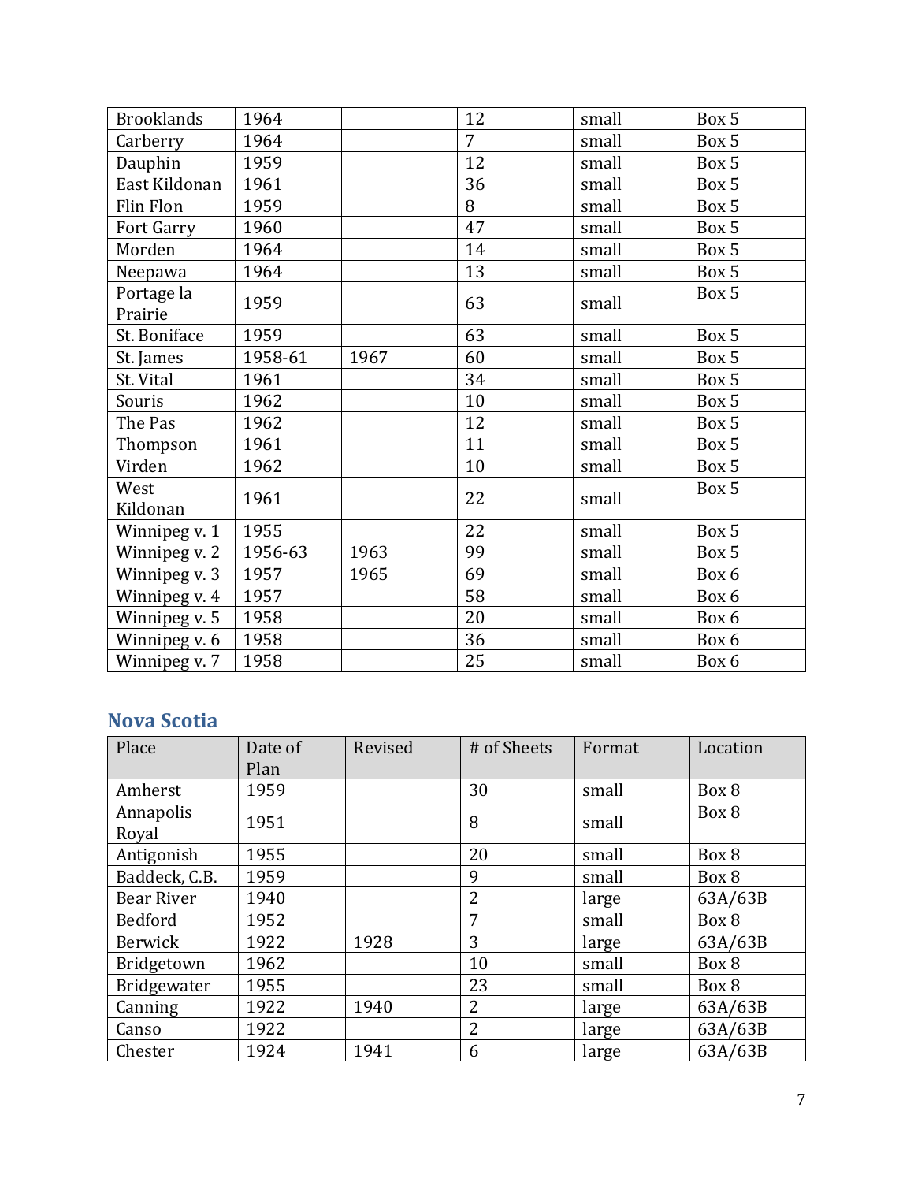| | | | | | |
|---|---|---|---|---|---|
| Brooklands | 1964 | | 12 | small | Box 5 |
| Carberry | 1964 | | 7 | small | Box 5 |
| Dauphin | 1959 | | 12 | small | Box 5 |
| East Kildonan | 1961 | | 36 | small | Box 5 |
| Flin Flon | 1959 | | 8 | small | Box 5 |
| Fort Garry | 1960 | | 47 | small | Box 5 |
| Morden | 1964 | | 14 | small | Box 5 |
| Neepawa | 1964 | | 13 | small | Box 5 |
| Portage la Prairie | 1959 | | 63 | small | Box 5 |
| St. Boniface | 1959 | | 63 | small | Box 5 |
| St. James | 1958-61 | 1967 | 60 | small | Box 5 |
| St. Vital | 1961 | | 34 | small | Box 5 |
| Souris | 1962 | | 10 | small | Box 5 |
| The Pas | 1962 | | 12 | small | Box 5 |
| Thompson | 1961 | | 11 | small | Box 5 |
| Virden | 1962 | | 10 | small | Box 5 |
| West Kildonan | 1961 | | 22 | small | Box 5 |
| Winnipeg v. 1 | 1955 | | 22 | small | Box 5 |
| Winnipeg v. 2 | 1956-63 | 1963 | 99 | small | Box 5 |
| Winnipeg v. 3 | 1957 | 1965 | 69 | small | Box 6 |
| Winnipeg v. 4 | 1957 | | 58 | small | Box 6 |
| Winnipeg v. 5 | 1958 | | 20 | small | Box 6 |
| Winnipeg v. 6 | 1958 | | 36 | small | Box 6 |
| Winnipeg v. 7 | 1958 | | 25 | small | Box 6 |

## Nova Scotia

| Place | Date of Plan | Revised | # of Sheets | Format | Location |
|---|---|---|---|---|---|
| Amherst | 1959 | | 30 | small | Box 8 |
| Annapolis Royal | 1951 | | 8 | small | Box 8 |
| Antigonish | 1955 | | 20 | small | Box 8 |
| Baddeck, C.B. | 1959 | | 9 | small | Box 8 |
| Bear River | 1940 | | 2 | large | 63A/63B |
| Bedford | 1952 | | 7 | small | Box 8 |
| Berwick | 1922 | 1928 | 3 | large | 63A/63B |
| Bridgetown | 1962 | | 10 | small | Box 8 |
| Bridgewater | 1955 | | 23 | small | Box 8 |
| Canning | 1922 | 1940 | 2 | large | 63A/63B |
| Canso | 1922 | | 2 | large | 63A/63B |
| Chester | 1924 | 1941 | 6 | large | 63A/63B |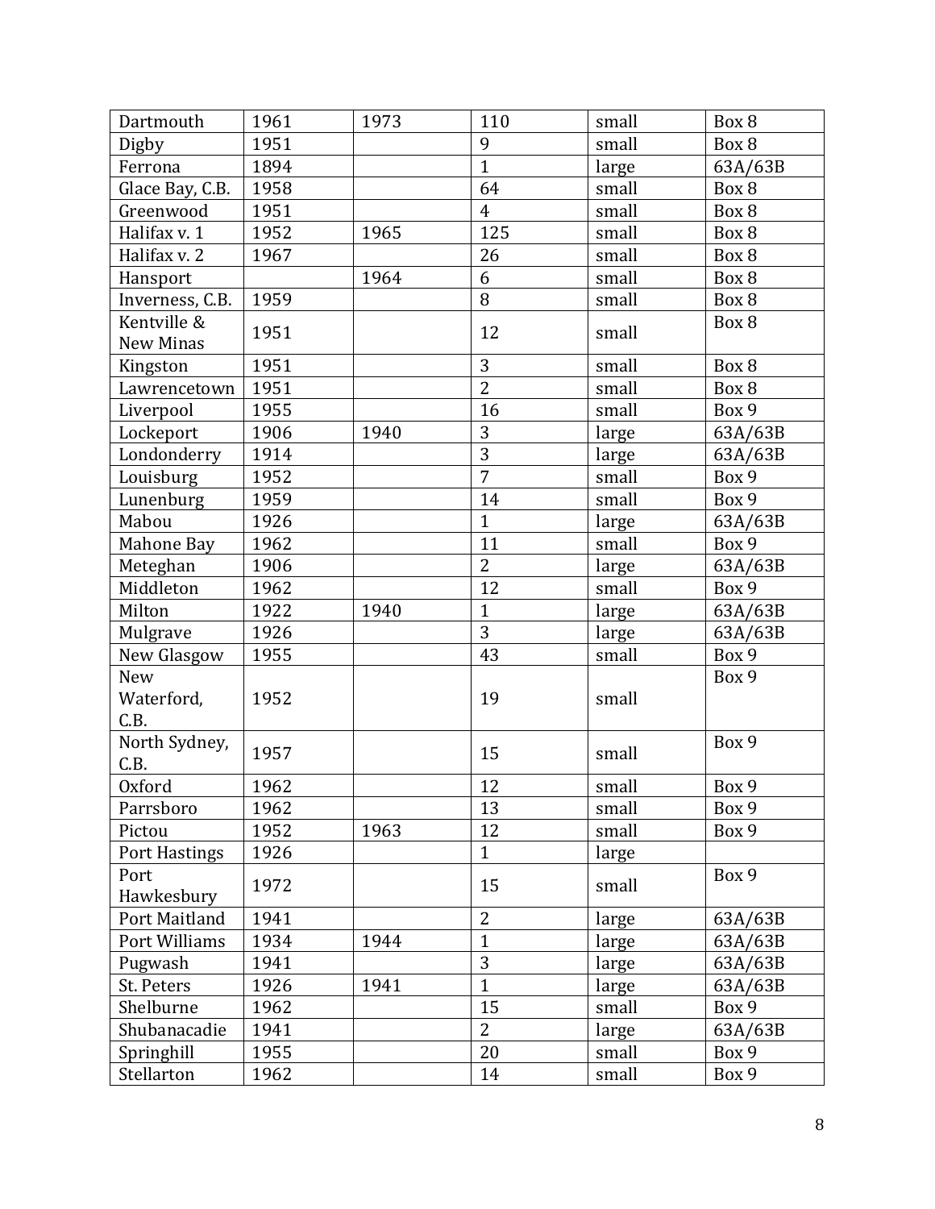| | | | | | |
|---|---|---|---|---|---|
| Dartmouth | 1961 | 1973 | 110 | small | Box 8 |
| Digby | 1951 | | 9 | small | Box 8 |
| Ferrona | 1894 | | 1 | large | 63A/63B |
| Glace Bay, C.B. | 1958 | | 64 | small | Box 8 |
| Greenwood | 1951 | | 4 | small | Box 8 |
| Halifax v. 1 | 1952 | 1965 | 125 | small | Box 8 |
| Halifax v. 2 | 1967 | | 26 | small | Box 8 |
| Hansport | | 1964 | 6 | small | Box 8 |
| Inverness, C.B. | 1959 | | 8 | small | Box 8 |
| Kentville & New Minas | 1951 | | 12 | small | Box 8 |
| Kingston | 1951 | | 3 | small | Box 8 |
| Lawrencetown | 1951 | | 2 | small | Box 8 |
| Liverpool | 1955 | | 16 | small | Box 9 |
| Lockeport | 1906 | 1940 | 3 | large | 63A/63B |
| Londonderry | 1914 | | 3 | large | 63A/63B |
| Louisburg | 1952 | | 7 | small | Box 9 |
| Lunenburg | 1959 | | 14 | small | Box 9 |
| Mabou | 1926 | | 1 | large | 63A/63B |
| Mahone Bay | 1962 | | 11 | small | Box 9 |
| Meteghan | 1906 | | 2 | large | 63A/63B |
| Middleton | 1962 | | 12 | small | Box 9 |
| Milton | 1922 | 1940 | 1 | large | 63A/63B |
| Mulgrave | 1926 | | 3 | large | 63A/63B |
| New Glasgow | 1955 | | 43 | small | Box 9 |
| New Waterford, C.B. | 1952 | | 19 | small | Box 9 |
| North Sydney, C.B. | 1957 | | 15 | small | Box 9 |
| Oxford | 1962 | | 12 | small | Box 9 |
| Parrsboro | 1962 | | 13 | small | Box 9 |
| Pictou | 1952 | 1963 | 12 | small | Box 9 |
| Port Hastings | 1926 | | 1 | large | |
| Port Hawkesbury | 1972 | | 15 | small | Box 9 |
| Port Maitland | 1941 | | 2 | large | 63A/63B |
| Port Williams | 1934 | 1944 | 1 | large | 63A/63B |
| Pugwash | 1941 | | 3 | large | 63A/63B |
| St. Peters | 1926 | 1941 | 1 | large | 63A/63B |
| Shelburne | 1962 | | 15 | small | Box 9 |
| Shubanacadie | 1941 | | 2 | large | 63A/63B |
| Springhill | 1955 | | 20 | small | Box 9 |
| Stellarton | 1962 | | 14 | small | Box 9 |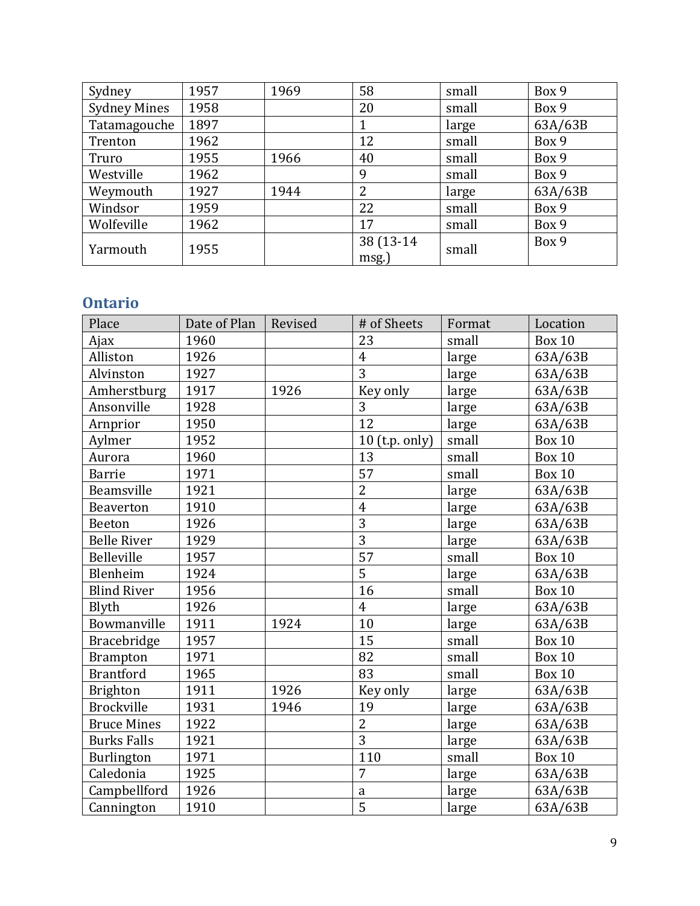| | | | | | |
|---|---|---|---|---|---|
| Sydney | 1957 | 1969 | 58 | small | Box 9 |
| Sydney Mines | 1958 | | 20 | small | Box 9 |
| Tatamagouche | 1897 | | 1 | large | 63A/63B |
| Trenton | 1962 | | 12 | small | Box 9 |
| Truro | 1955 | 1966 | 40 | small | Box 9 |
| Westville | 1962 | | 9 | small | Box 9 |
| Weymouth | 1927 | 1944 | 2 | large | 63A/63B |
| Windsor | 1959 | | 22 | small | Box 9 |
| Wolfeville | 1962 | | 17 | small | Box 9 |
| Yarmouth | 1955 | | 38 (13-14 msg.) | small | Box 9 |

## Ontario

| Place | Date of Plan | Revised | # of Sheets | Format | Location |
|---|---|---|---|---|---|
| Ajax | 1960 | | 23 | small | Box 10 |
| Alliston | 1926 | | 4 | large | 63A/63B |
| Alvinston | 1927 | | 3 | large | 63A/63B |
| Amherstburg | 1917 | 1926 | Key only | large | 63A/63B |
| Ansonville | 1928 | | 3 | large | 63A/63B |
| Arnprior | 1950 | | 12 | large | 63A/63B |
| Aylmer | 1952 | | 10 (t.p. only) | small | Box 10 |
| Aurora | 1960 | | 13 | small | Box 10 |
| Barrie | 1971 | | 57 | small | Box 10 |
| Beamsville | 1921 | | 2 | large | 63A/63B |
| Beaverton | 1910 | | 4 | large | 63A/63B |
| Beeton | 1926 | | 3 | large | 63A/63B |
| Belle River | 1929 | | 3 | large | 63A/63B |
| Belleville | 1957 | | 57 | small | Box 10 |
| Blenheim | 1924 | | 5 | large | 63A/63B |
| Blind River | 1956 | | 16 | small | Box 10 |
| Blyth | 1926 | | 4 | large | 63A/63B |
| Bowmanville | 1911 | 1924 | 10 | large | 63A/63B |
| Bracebridge | 1957 | | 15 | small | Box 10 |
| Brampton | 1971 | | 82 | small | Box 10 |
| Brantford | 1965 | | 83 | small | Box 10 |
| Brighton | 1911 | 1926 | Key only | large | 63A/63B |
| Brockville | 1931 | 1946 | 19 | large | 63A/63B |
| Bruce Mines | 1922 | | 2 | large | 63A/63B |
| Burks Falls | 1921 | | 3 | large | 63A/63B |
| Burlington | 1971 | | 110 | small | Box 10 |
| Caledonia | 1925 | | 7 | large | 63A/63B |
| Campbellford | 1926 | | a | large | 63A/63B |
| Cannington | 1910 | | 5 | large | 63A/63B |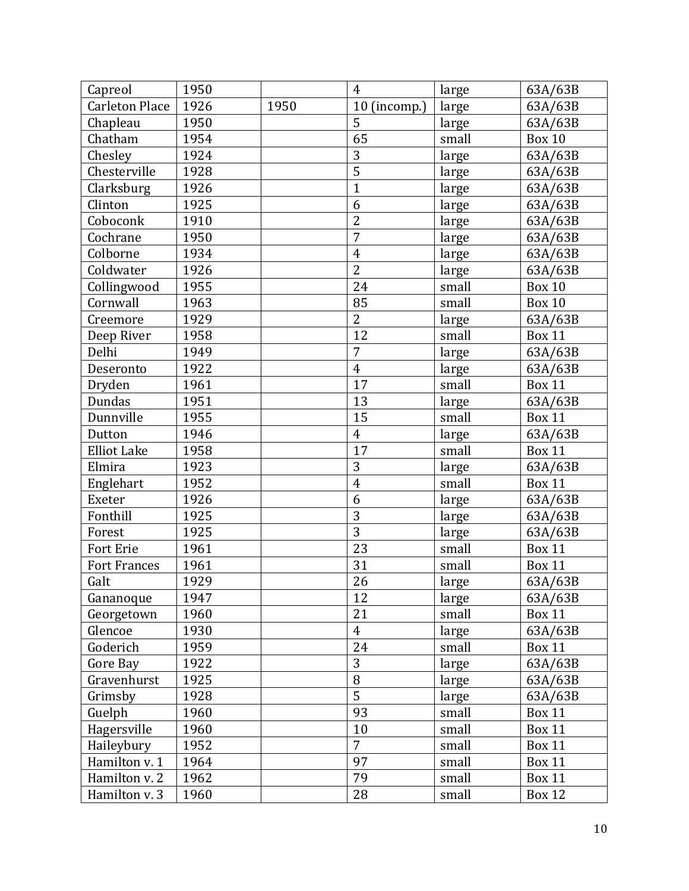| Capreol | 1950 | | 4 | large | 63A/63B |
|---|---|---|---|---|---|
| Carleton Place | 1926 | 1950 | 10 (incomp.) | large | 63A/63B |
| Chapleau | 1950 | | 5 | large | 63A/63B |
| Chatham | 1954 | | 65 | small | Box 10 |
| Chesley | 1924 | | 3 | large | 63A/63B |
| Chesterville | 1928 | | 5 | large | 63A/63B |
| Clarksburg | 1926 | | 1 | large | 63A/63B |
| Clinton | 1925 | | 6 | large | 63A/63B |
| Coboconk | 1910 | | 2 | large | 63A/63B |
| Cochrane | 1950 | | 7 | large | 63A/63B |
| Colborne | 1934 | | 4 | large | 63A/63B |
| Coldwater | 1926 | | 2 | large | 63A/63B |
| Collingwood | 1955 | | 24 | small | Box 10 |
| Cornwall | 1963 | | 85 | small | Box 10 |
| Creemore | 1929 | | 2 | large | 63A/63B |
| Deep River | 1958 | | 12 | small | Box 11 |
| Delhi | 1949 | | 7 | large | 63A/63B |
| Deseronto | 1922 | | 4 | large | 63A/63B |
| Dryden | 1961 | | 17 | small | Box 11 |
| Dundas | 1951 | | 13 | large | 63A/63B |
| Dunnville | 1955 | | 15 | small | Box 11 |
| Dutton | 1946 | | 4 | large | 63A/63B |
| Elliot Lake | 1958 | | 17 | small | Box 11 |
| Elmira | 1923 | | 3 | large | 63A/63B |
| Englehart | 1952 | | 4 | small | Box 11 |
| Exeter | 1926 | | 6 | large | 63A/63B |
| Fonthill | 1925 | | 3 | large | 63A/63B |
| Forest | 1925 | | 3 | large | 63A/63B |
| Fort Erie | 1961 | | 23 | small | Box 11 |
| Fort Frances | 1961 | | 31 | small | Box 11 |
| Galt | 1929 | | 26 | large | 63A/63B |
| Gananoque | 1947 | | 12 | large | 63A/63B |
| Georgetown | 1960 | | 21 | small | Box 11 |
| Glencoe | 1930 | | 4 | large | 63A/63B |
| Goderich | 1959 | | 24 | small | Box 11 |
| Gore Bay | 1922 | | 3 | large | 63A/63B |
| Gravenhurst | 1925 | | 8 | large | 63A/63B |
| Grimsby | 1928 | | 5 | large | 63A/63B |
| Guelph | 1960 | | 93 | small | Box 11 |
| Hagersville | 1960 | | 10 | small | Box 11 |
| Haileybury | 1952 | | 7 | small | Box 11 |
| Hamilton v. 1 | 1964 | | 97 | small | Box 11 |
| Hamilton v. 2 | 1962 | | 79 | small | Box 11 |
| Hamilton v. 3 | 1960 | | 28 | small | Box 12 |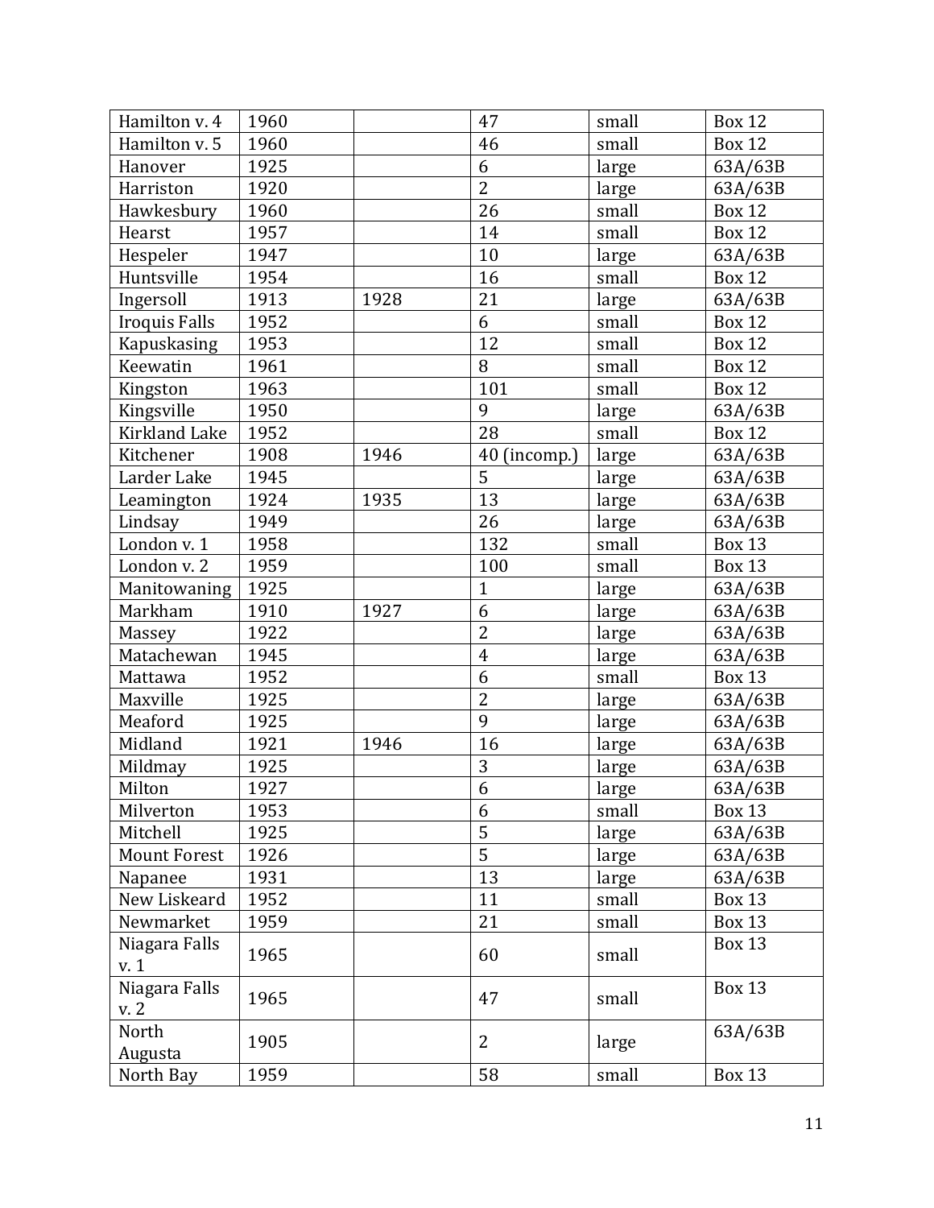| | | | | | |
|---|---|---|---|---|---|
| Hamilton v. 4 | 1960 | | 47 | small | Box 12 |
| Hamilton v. 5 | 1960 | | 46 | small | Box 12 |
| Hanover | 1925 | | 6 | large | 63A/63B |
| Harriston | 1920 | | 2 | large | 63A/63B |
| Hawkesbury | 1960 | | 26 | small | Box 12 |
| Hearst | 1957 | | 14 | small | Box 12 |
| Hespeler | 1947 | | 10 | large | 63A/63B |
| Huntsville | 1954 | | 16 | small | Box 12 |
| Ingersoll | 1913 | 1928 | 21 | large | 63A/63B |
| Iroquis Falls | 1952 | | 6 | small | Box 12 |
| Kapuskasing | 1953 | | 12 | small | Box 12 |
| Keewatin | 1961 | | 8 | small | Box 12 |
| Kingston | 1963 | | 101 | small | Box 12 |
| Kingsville | 1950 | | 9 | large | 63A/63B |
| Kirkland Lake | 1952 | | 28 | small | Box 12 |
| Kitchener | 1908 | 1946 | 40 (incomp.) | large | 63A/63B |
| Larder Lake | 1945 | | 5 | large | 63A/63B |
| Leamington | 1924 | 1935 | 13 | large | 63A/63B |
| Lindsay | 1949 | | 26 | large | 63A/63B |
| London v. 1 | 1958 | | 132 | small | Box 13 |
| London v. 2 | 1959 | | 100 | small | Box 13 |
| Manitowaning | 1925 | | 1 | large | 63A/63B |
| Markham | 1910 | 1927 | 6 | large | 63A/63B |
| Massey | 1922 | | 2 | large | 63A/63B |
| Matachewan | 1945 | | 4 | large | 63A/63B |
| Mattawa | 1952 | | 6 | small | Box 13 |
| Maxville | 1925 | | 2 | large | 63A/63B |
| Meaford | 1925 | | 9 | large | 63A/63B |
| Midland | 1921 | 1946 | 16 | large | 63A/63B |
| Mildmay | 1925 | | 3 | large | 63A/63B |
| Milton | 1927 | | 6 | large | 63A/63B |
| Milverton | 1953 | | 6 | small | Box 13 |
| Mitchell | 1925 | | 5 | large | 63A/63B |
| Mount Forest | 1926 | | 5 | large | 63A/63B |
| Napanee | 1931 | | 13 | large | 63A/63B |
| New Liskeard | 1952 | | 11 | small | Box 13 |
| Newmarket | 1959 | | 21 | small | Box 13 |
| Niagara Falls v. 1 | 1965 | | 60 | small | Box 13 |
| Niagara Falls v. 2 | 1965 | | 47 | small | Box 13 |
| North Augusta | 1905 | | 2 | large | 63A/63B |
| North Bay | 1959 | | 58 | small | Box 13 |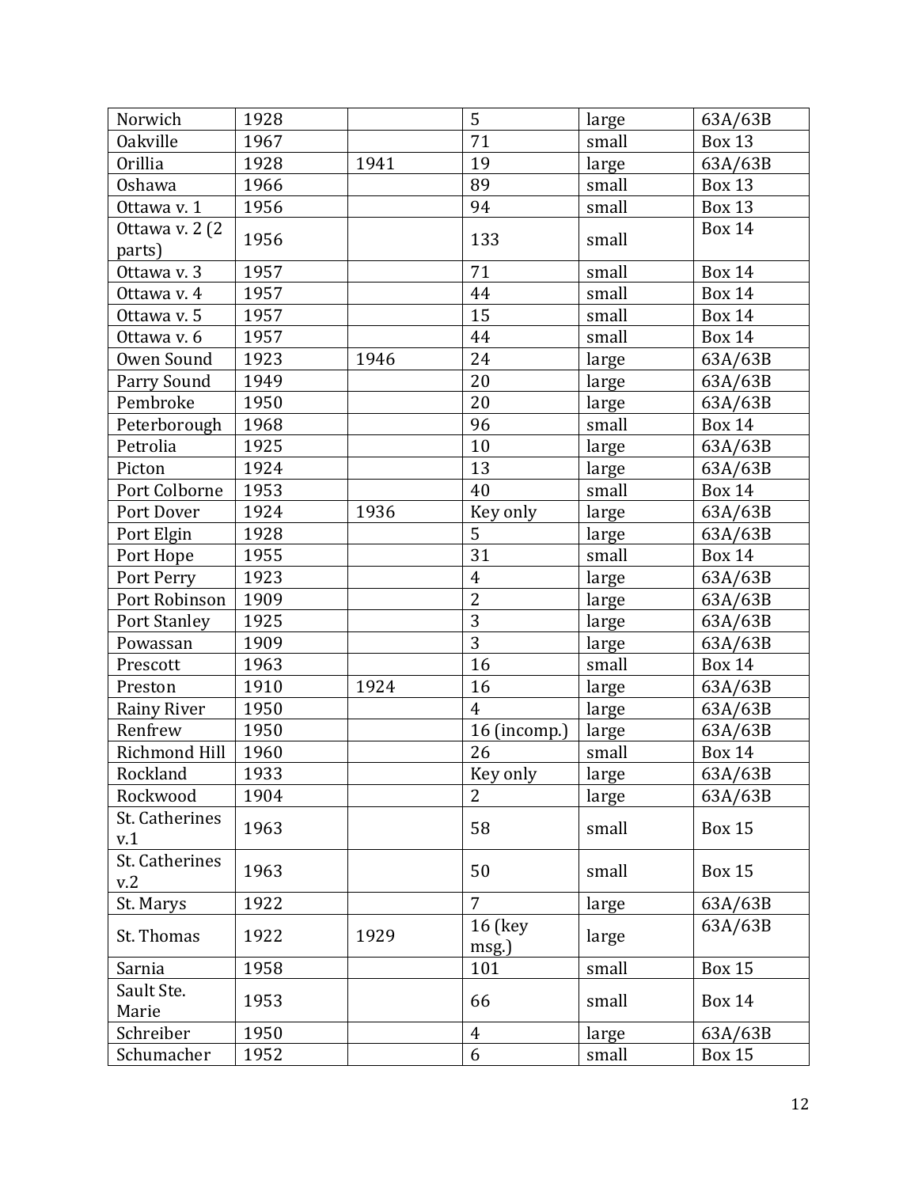| | | | | | |
|---|---|---|---|---|---|
| Norwich | 1928 | | 5 | large | 63A/63B |
| Oakville | 1967 | | 71 | small | Box 13 |
| Orillia | 1928 | 1941 | 19 | large | 63A/63B |
| Oshawa | 1966 | | 89 | small | Box 13 |
| Ottawa v. 1 | 1956 | | 94 | small | Box 13 |
| Ottawa v. 2 (2 parts) | 1956 | | 133 | small | Box 14 |
| Ottawa v. 3 | 1957 | | 71 | small | Box 14 |
| Ottawa v. 4 | 1957 | | 44 | small | Box 14 |
| Ottawa v. 5 | 1957 | | 15 | small | Box 14 |
| Ottawa v. 6 | 1957 | | 44 | small | Box 14 |
| Owen Sound | 1923 | 1946 | 24 | large | 63A/63B |
| Parry Sound | 1949 | | 20 | large | 63A/63B |
| Pembroke | 1950 | | 20 | large | 63A/63B |
| Peterborough | 1968 | | 96 | small | Box 14 |
| Petrolia | 1925 | | 10 | large | 63A/63B |
| Picton | 1924 | | 13 | large | 63A/63B |
| Port Colborne | 1953 | | 40 | small | Box 14 |
| Port Dover | 1924 | 1936 | Key only | large | 63A/63B |
| Port Elgin | 1928 | | 5 | large | 63A/63B |
| Port Hope | 1955 | | 31 | small | Box 14 |
| Port Perry | 1923 | | 4 | large | 63A/63B |
| Port Robinson | 1909 | | 2 | large | 63A/63B |
| Port Stanley | 1925 | | 3 | large | 63A/63B |
| Powassan | 1909 | | 3 | large | 63A/63B |
| Prescott | 1963 | | 16 | small | Box 14 |
| Preston | 1910 | 1924 | 16 | large | 63A/63B |
| Rainy River | 1950 | | 4 | large | 63A/63B |
| Renfrew | 1950 | | 16 (incomp.) | large | 63A/63B |
| Richmond Hill | 1960 | | 26 | small | Box 14 |
| Rockland | 1933 | | Key only | large | 63A/63B |
| Rockwood | 1904 | | 2 | large | 63A/63B |
| St. Catherines v.1 | 1963 | | 58 | small | Box 15 |
| St. Catherines v.2 | 1963 | | 50 | small | Box 15 |
| St. Marys | 1922 | | 7 | large | 63A/63B |
| St. Thomas | 1922 | 1929 | 16 (key msg.) | large | 63A/63B |
| Sarnia | 1958 | | 101 | small | Box 15 |
| Sault Ste. Marie | 1953 | | 66 | small | Box 14 |
| Schreiber | 1950 | | 4 | large | 63A/63B |
| Schumacher | 1952 | | 6 | small | Box 15 |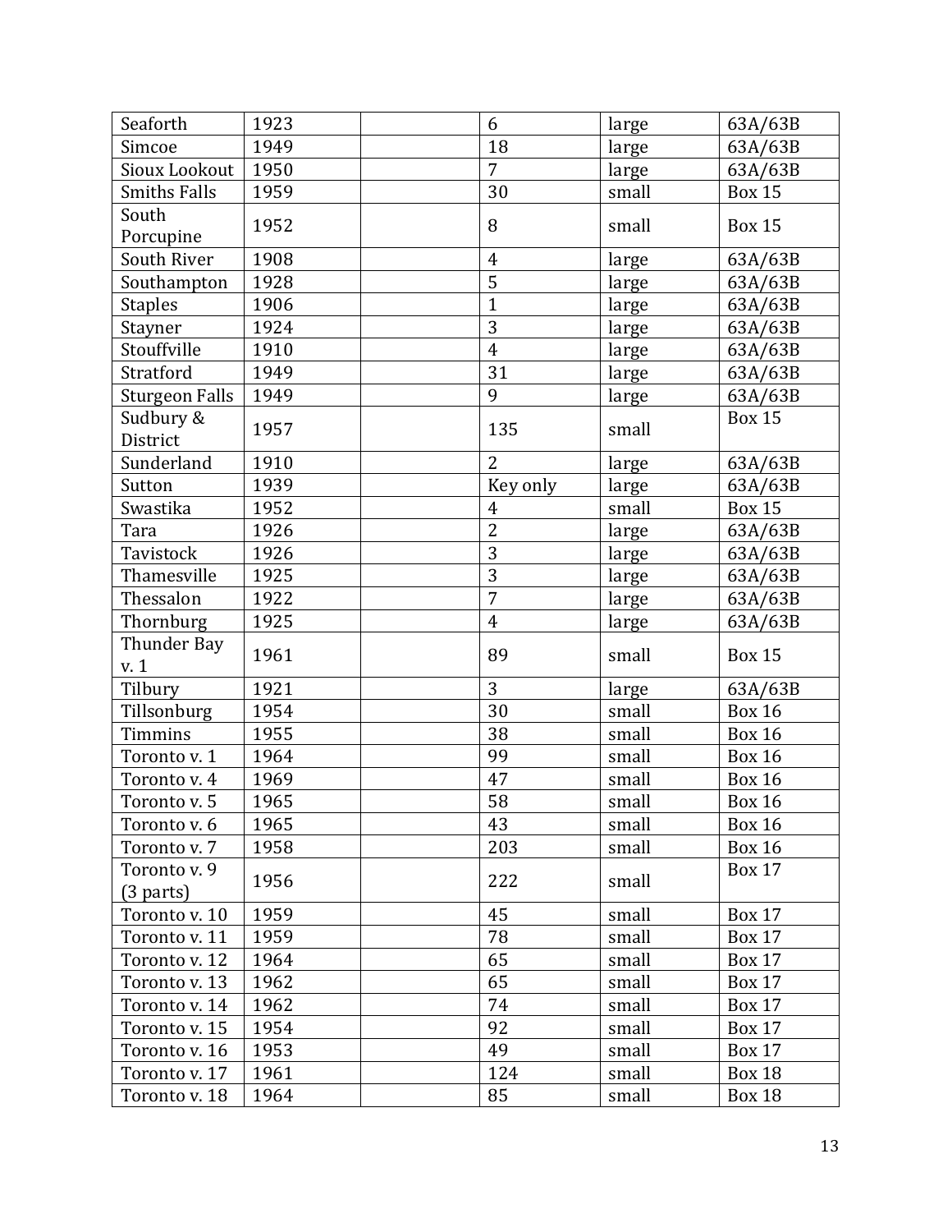| Seaforth | 1923 | | 6 | large | 63A/63B |
|---|---|---|---|---|---|
| Simcoe | 1949 | | 18 | large | 63A/63B |
| Sioux Lookout | 1950 | | 7 | large | 63A/63B |
| Smiths Falls | 1959 | | 30 | small | Box 15 |
| South Porcupine | 1952 | | 8 | small | Box 15 |
| South River | 1908 | | 4 | large | 63A/63B |
| Southampton | 1928 | | 5 | large | 63A/63B |
| Staples | 1906 | | 1 | large | 63A/63B |
| Stayner | 1924 | | 3 | large | 63A/63B |
| Stouffville | 1910 | | 4 | large | 63A/63B |
| Stratford | 1949 | | 31 | large | 63A/63B |
| Sturgeon Falls | 1949 | | 9 | large | 63A/63B |
| Sudbury & District | 1957 | | 135 | small | Box 15 |
| Sunderland | 1910 | | 2 | large | 63A/63B |
| Sutton | 1939 | | Key only | large | 63A/63B |
| Swastika | 1952 | | 4 | small | Box 15 |
| Tara | 1926 | | 2 | large | 63A/63B |
| Tavistock | 1926 | | 3 | large | 63A/63B |
| Thamesville | 1925 | | 3 | large | 63A/63B |
| Thessalon | 1922 | | 7 | large | 63A/63B |
| Thornburg | 1925 | | 4 | large | 63A/63B |
| Thunder Bay v. 1 | 1961 | | 89 | small | Box 15 |
| Tilbury | 1921 | | 3 | large | 63A/63B |
| Tillsonburg | 1954 | | 30 | small | Box 16 |
| Timmins | 1955 | | 38 | small | Box 16 |
| Toronto v. 1 | 1964 | | 99 | small | Box 16 |
| Toronto v. 4 | 1969 | | 47 | small | Box 16 |
| Toronto v. 5 | 1965 | | 58 | small | Box 16 |
| Toronto v. 6 | 1965 | | 43 | small | Box 16 |
| Toronto v. 7 | 1958 | | 203 | small | Box 16 |
| Toronto v. 9 (3 parts) | 1956 | | 222 | small | Box 17 |
| Toronto v. 10 | 1959 | | 45 | small | Box 17 |
| Toronto v. 11 | 1959 | | 78 | small | Box 17 |
| Toronto v. 12 | 1964 | | 65 | small | Box 17 |
| Toronto v. 13 | 1962 | | 65 | small | Box 17 |
| Toronto v. 14 | 1962 | | 74 | small | Box 17 |
| Toronto v. 15 | 1954 | | 92 | small | Box 17 |
| Toronto v. 16 | 1953 | | 49 | small | Box 17 |
| Toronto v. 17 | 1961 | | 124 | small | Box 18 |
| Toronto v. 18 | 1964 | | 85 | small | Box 18 |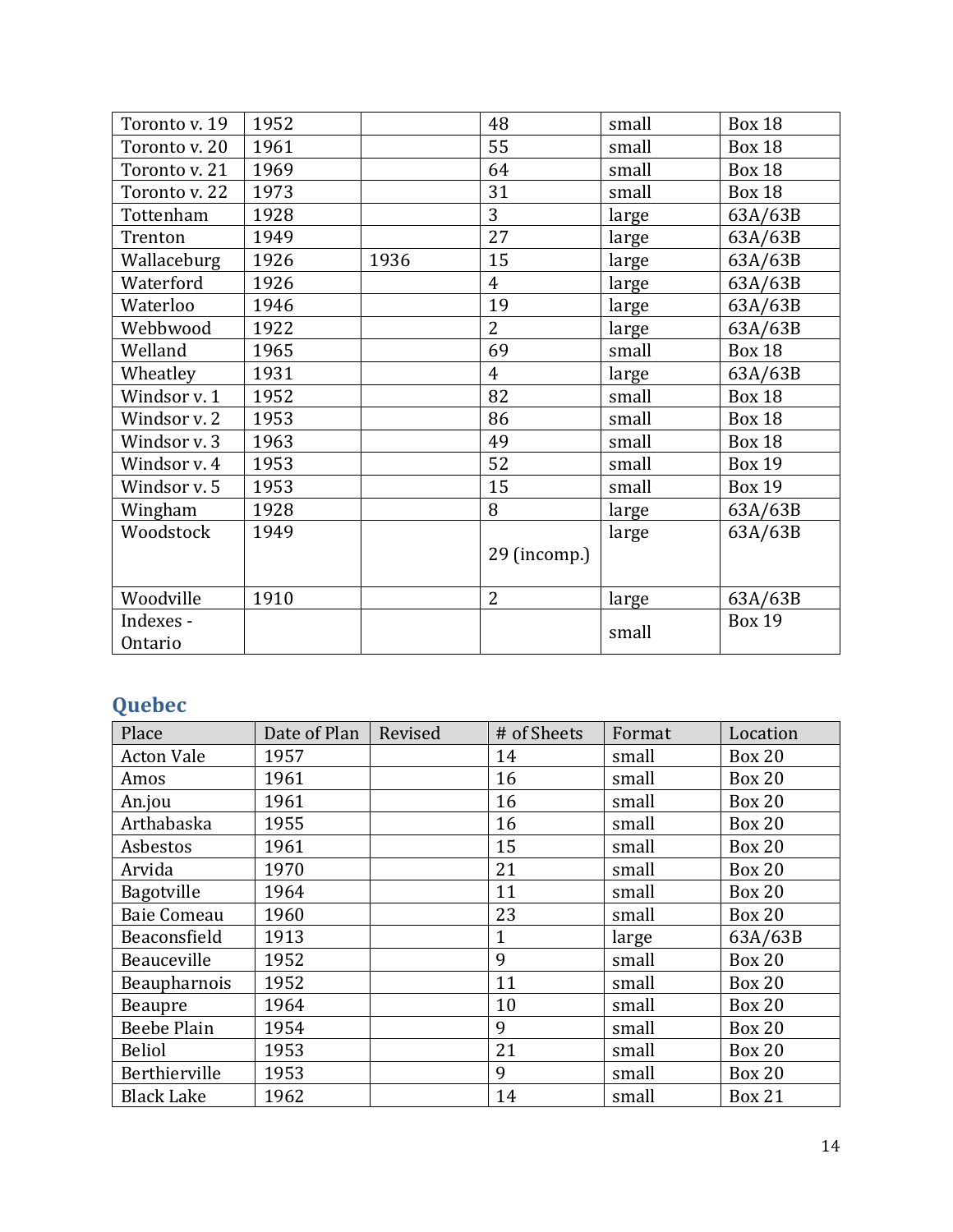| | | | | | |
|---|---|---|---|---|---|
| Toronto v. 19 | 1952 | | 48 | small | Box 18 |
| Toronto v. 20 | 1961 | | 55 | small | Box 18 |
| Toronto v. 21 | 1969 | | 64 | small | Box 18 |
| Toronto v. 22 | 1973 | | 31 | small | Box 18 |
| Tottenham | 1928 | | 3 | large | 63A/63B |
| Trenton | 1949 | | 27 | large | 63A/63B |
| Wallaceburg | 1926 | 1936 | 15 | large | 63A/63B |
| Waterford | 1926 | | 4 | large | 63A/63B |
| Waterloo | 1946 | | 19 | large | 63A/63B |
| Webbwood | 1922 | | 2 | large | 63A/63B |
| Welland | 1965 | | 69 | small | Box 18 |
| Wheatley | 1931 | | 4 | large | 63A/63B |
| Windsor v. 1 | 1952 | | 82 | small | Box 18 |
| Windsor v. 2 | 1953 | | 86 | small | Box 18 |
| Windsor v. 3 | 1963 | | 49 | small | Box 18 |
| Windsor v. 4 | 1953 | | 52 | small | Box 19 |
| Windsor v. 5 | 1953 | | 15 | small | Box 19 |
| Wingham | 1928 | | 8 | large | 63A/63B |
| Woodstock | 1949 | | 29 (incomp.) | large | 63A/63B |
| Woodville | 1910 | | 2 | large | 63A/63B |
| Indexes - Ontario | | | | small | Box 19 |

## Quebec

| Place | Date of Plan | Revised | # of Sheets | Format | Location |
|---|---|---|---|---|---|
| Acton Vale | 1957 | | 14 | small | Box 20 |
| Amos | 1961 | | 16 | small | Box 20 |
| An.jou | 1961 | | 16 | small | Box 20 |
| Arthabaska | 1955 | | 16 | small | Box 20 |
| Asbestos | 1961 | | 15 | small | Box 20 |
| Arvida | 1970 | | 21 | small | Box 20 |
| Bagotville | 1964 | | 11 | small | Box 20 |
| Baie Comeau | 1960 | | 23 | small | Box 20 |
| Beaconsfield | 1913 | | 1 | large | 63A/63B |
| Beauceville | 1952 | | 9 | small | Box 20 |
| Beaupharnois | 1952 | | 11 | small | Box 20 |
| Beaupre | 1964 | | 10 | small | Box 20 |
| Beebe Plain | 1954 | | 9 | small | Box 20 |
| Beliol | 1953 | | 21 | small | Box 20 |
| Berthierville | 1953 | | 9 | small | Box 20 |
| Black Lake | 1962 | | 14 | small | Box 21 |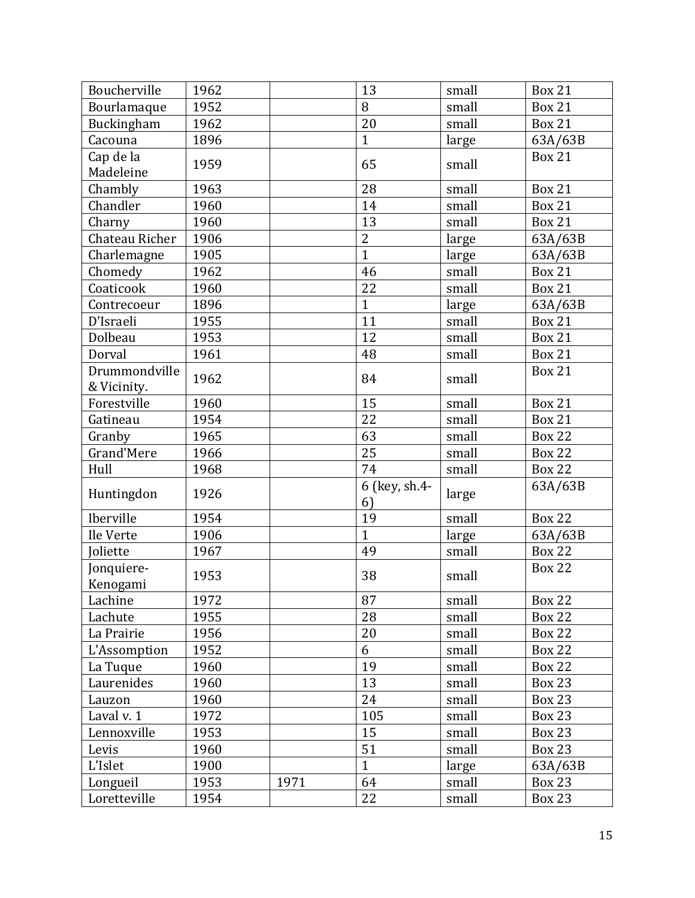| | | | | | |
|---|---|---|---|---|---|
| Boucherville | 1962 | | 13 | small | Box 21 |
| Bourlamaque | 1952 | | 8 | small | Box 21 |
| Buckingham | 1962 | | 20 | small | Box 21 |
| Cacouna | 1896 | | 1 | large | 63A/63B |
| Cap de la Madeleine | 1959 | | 65 | small | Box 21 |
| Chambly | 1963 | | 28 | small | Box 21 |
| Chandler | 1960 | | 14 | small | Box 21 |
| Charny | 1960 | | 13 | small | Box 21 |
| Chateau Richer | 1906 | | 2 | large | 63A/63B |
| Charlemagne | 1905 | | 1 | large | 63A/63B |
| Chomedy | 1962 | | 46 | small | Box 21 |
| Coaticook | 1960 | | 22 | small | Box 21 |
| Contrecoeur | 1896 | | 1 | large | 63A/63B |
| D'Israeli | 1955 | | 11 | small | Box 21 |
| Dolbeau | 1953 | | 12 | small | Box 21 |
| Dorval | 1961 | | 48 | small | Box 21 |
| Drummondville & Vicinity. | 1962 | | 84 | small | Box 21 |
| Forestville | 1960 | | 15 | small | Box 21 |
| Gatineau | 1954 | | 22 | small | Box 21 |
| Granby | 1965 | | 63 | small | Box 22 |
| Grand'Mere | 1966 | | 25 | small | Box 22 |
| Hull | 1968 | | 74 | small | Box 22 |
| Huntingdon | 1926 | | 6 (key, sh.4-6) | large | 63A/63B |
| Iberville | 1954 | | 19 | small | Box 22 |
| Ile Verte | 1906 | | 1 | large | 63A/63B |
| Joliette | 1967 | | 49 | small | Box 22 |
| Jonquiere-Kenogami | 1953 | | 38 | small | Box 22 |
| Lachine | 1972 | | 87 | small | Box 22 |
| Lachute | 1955 | | 28 | small | Box 22 |
| La Prairie | 1956 | | 20 | small | Box 22 |
| L'Assomption | 1952 | | 6 | small | Box 22 |
| La Tuque | 1960 | | 19 | small | Box 22 |
| Laurenides | 1960 | | 13 | small | Box 23 |
| Lauzon | 1960 | | 24 | small | Box 23 |
| Laval v. 1 | 1972 | | 105 | small | Box 23 |
| Lennoxville | 1953 | | 15 | small | Box 23 |
| Levis | 1960 | | 51 | small | Box 23 |
| L'Islet | 1900 | | 1 | large | 63A/63B |
| Longueil | 1953 | 1971 | 64 | small | Box 23 |
| Loretteville | 1954 | | 22 | small | Box 23 |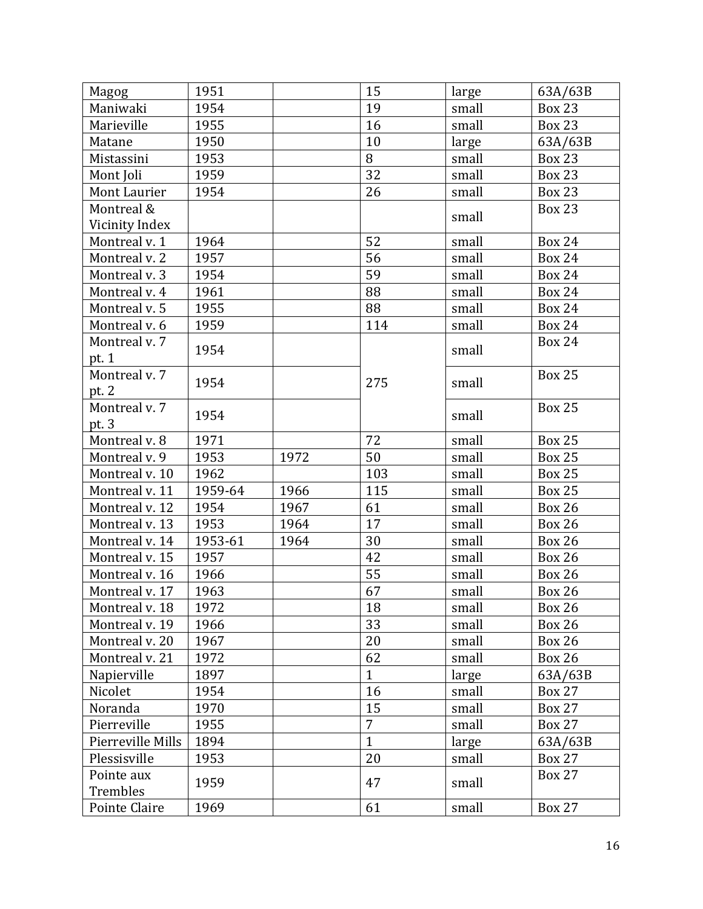| Magog | 1951 | | 15 | large | 63A/63B |
|---|---|---|---|---|---|
| Maniwaki | 1954 | | 19 | small | Box 23 |
| Marieville | 1955 | | 16 | small | Box 23 |
| Matane | 1950 | | 10 | large | 63A/63B |
| Mistassini | 1953 | | 8 | small | Box 23 |
| Mont Joli | 1959 | | 32 | small | Box 23 |
| Mont Laurier | 1954 | | 26 | small | Box 23 |
| Montreal & Vicinity Index | | | | small | Box 23 |
| Montreal v. 1 | 1964 | | 52 | small | Box 24 |
| Montreal v. 2 | 1957 | | 56 | small | Box 24 |
| Montreal v. 3 | 1954 | | 59 | small | Box 24 |
| Montreal v. 4 | 1961 | | 88 | small | Box 24 |
| Montreal v. 5 | 1955 | | 88 | small | Box 24 |
| Montreal v. 6 | 1959 | | 114 | small | Box 24 |
| Montreal v. 7 pt. 1 | 1954 | | 275 | small | Box 24 |
| Montreal v. 7 pt. 2 | 1954 | | | small | Box 25 |
| Montreal v. 7 pt. 3 | 1954 | | | small | Box 25 |
| Montreal v. 8 | 1971 | | 72 | small | Box 25 |
| Montreal v. 9 | 1953 | 1972 | 50 | small | Box 25 |
| Montreal v. 10 | 1962 | | 103 | small | Box 25 |
| Montreal v. 11 | 1959-64 | 1966 | 115 | small | Box 25 |
| Montreal v. 12 | 1954 | 1967 | 61 | small | Box 26 |
| Montreal v. 13 | 1953 | 1964 | 17 | small | Box 26 |
| Montreal v. 14 | 1953-61 | 1964 | 30 | small | Box 26 |
| Montreal v. 15 | 1957 | | 42 | small | Box 26 |
| Montreal v. 16 | 1966 | | 55 | small | Box 26 |
| Montreal v. 17 | 1963 | | 67 | small | Box 26 |
| Montreal v. 18 | 1972 | | 18 | small | Box 26 |
| Montreal v. 19 | 1966 | | 33 | small | Box 26 |
| Montreal v. 20 | 1967 | | 20 | small | Box 26 |
| Montreal v. 21 | 1972 | | 62 | small | Box 26 |
| Napierville | 1897 | | 1 | large | 63A/63B |
| Nicolet | 1954 | | 16 | small | Box 27 |
| Noranda | 1970 | | 15 | small | Box 27 |
| Pierreville | 1955 | | 7 | small | Box 27 |
| Pierreville Mills | 1894 | | 1 | large | 63A/63B |
| Plessisville | 1953 | | 20 | small | Box 27 |
| Pointe aux Trembles | 1959 | | 47 | small | Box 27 |
| Pointe Claire | 1969 | | 61 | small | Box 27 |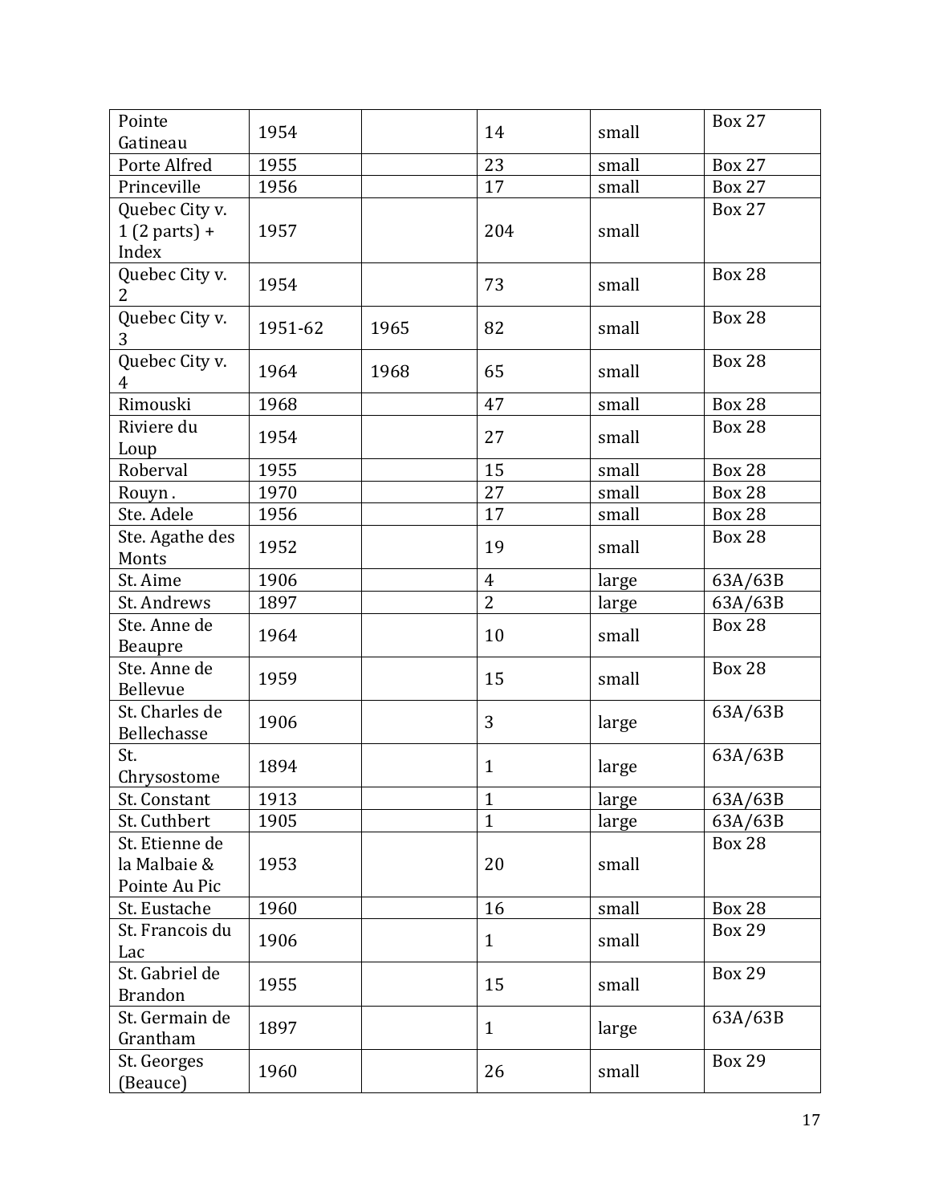| Pointe Gatineau | 1954 | | 14 | small | Box 27 |
|---|---|---|---|---|---|
| Porte Alfred | 1955 | | 23 | small | Box 27 |
| Princeville | 1956 | | 17 | small | Box 27 |
| Quebec City v. 1 (2 parts) + Index | 1957 | | 204 | small | Box 27 |
| Quebec City v. 2 | 1954 | | 73 | small | Box 28 |
| Quebec City v. 3 | 1951-62 | 1965 | 82 | small | Box 28 |
| Quebec City v. 4 | 1964 | 1968 | 65 | small | Box 28 |
| Rimouski | 1968 | | 47 | small | Box 28 |
| Riviere du Loup | 1954 | | 27 | small | Box 28 |
| Roberval | 1955 | | 15 | small | Box 28 |
| Rouyn . | 1970 | | 27 | small | Box 28 |
| Ste. Adele | 1956 | | 17 | small | Box 28 |
| Ste. Agathe des Monts | 1952 | | 19 | small | Box 28 |
| St. Aime | 1906 | | 4 | large | 63A/63B |
| St. Andrews | 1897 | | 2 | large | 63A/63B |
| Ste. Anne de Beaupre | 1964 | | 10 | small | Box 28 |
| Ste. Anne de Bellevue | 1959 | | 15 | small | Box 28 |
| St. Charles de Bellechasse | 1906 | | 3 | large | 63A/63B |
| St. Chrysostome | 1894 | | 1 | large | 63A/63B |
| St. Constant | 1913 | | 1 | large | 63A/63B |
| St. Cuthbert | 1905 | | 1 | large | 63A/63B |
| St. Etienne de la Malbaie & Pointe Au Pic | 1953 | | 20 | small | Box 28 |
| St. Eustache | 1960 | | 16 | small | Box 28 |
| St. Francois du Lac | 1906 | | 1 | small | Box 29 |
| St. Gabriel de Brandon | 1955 | | 15 | small | Box 29 |
| St. Germain de Grantham | 1897 | | 1 | large | 63A/63B |
| St. Georges (Beauce) | 1960 | | 26 | small | Box 29 |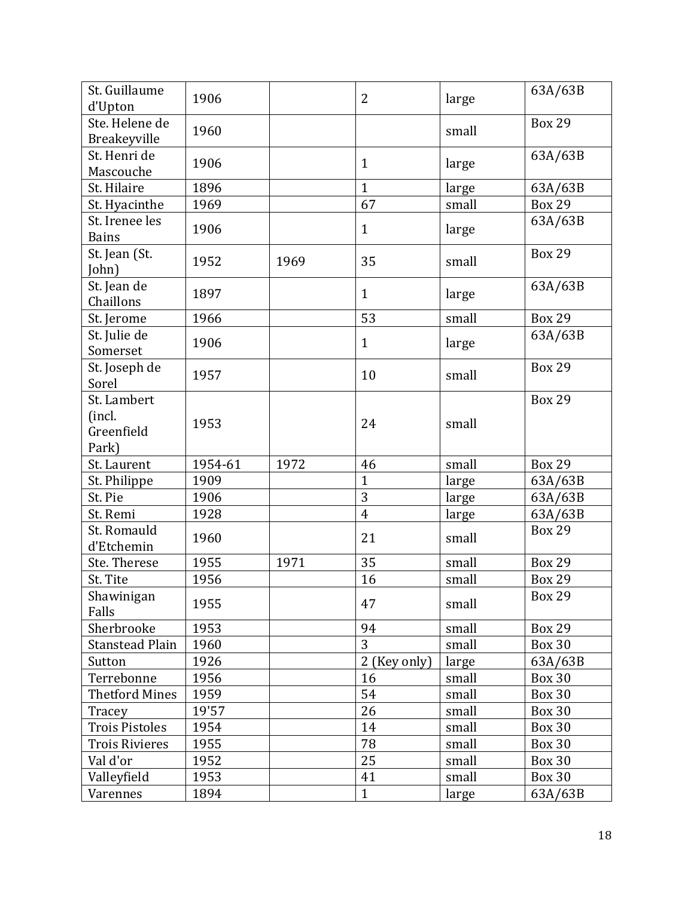| | | | | | |
|---|---|---|---|---|---|
| St. Guillaume d'Upton | 1906 | | 2 | large | 63A/63B |
| Ste. Helene de Breakeyville | 1960 | | | small | Box 29 |
| St. Henri de Mascouche | 1906 | | 1 | large | 63A/63B |
| St. Hilaire | 1896 | | 1 | large | 63A/63B |
| St. Hyacinthe | 1969 | | 67 | small | Box 29 |
| St. Irenee les Bains | 1906 | | 1 | large | 63A/63B |
| St. Jean (St. John) | 1952 | 1969 | 35 | small | Box 29 |
| St. Jean de Chaillons | 1897 | | 1 | large | 63A/63B |
| St. Jerome | 1966 | | 53 | small | Box 29 |
| St. Julie de Somerset | 1906 | | 1 | large | 63A/63B |
| St. Joseph de Sorel | 1957 | | 10 | small | Box 29 |
| St. Lambert (incl. Greenfield Park) | 1953 | | 24 | small | Box 29 |
| St. Laurent | 1954-61 | 1972 | 46 | small | Box 29 |
| St. Philippe | 1909 | | 1 | large | 63A/63B |
| St. Pie | 1906 | | 3 | large | 63A/63B |
| St. Remi | 1928 | | 4 | large | 63A/63B |
| St. Romauld d'Etchemin | 1960 | | 21 | small | Box 29 |
| Ste. Therese | 1955 | 1971 | 35 | small | Box 29 |
| St. Tite | 1956 | | 16 | small | Box 29 |
| Shawinigan Falls | 1955 | | 47 | small | Box 29 |
| Sherbrooke | 1953 | | 94 | small | Box 29 |
| Stanstead Plain | 1960 | | 3 | small | Box 30 |
| Sutton | 1926 | | 2 (Key only) | large | 63A/63B |
| Terrebonne | 1956 | | 16 | small | Box 30 |
| Thetford Mines | 1959 | | 54 | small | Box 30 |
| Tracey | 19'57 | | 26 | small | Box 30 |
| Trois Pistoles | 1954 | | 14 | small | Box 30 |
| Trois Rivieres | 1955 | | 78 | small | Box 30 |
| Val d'or | 1952 | | 25 | small | Box 30 |
| Valleyfield | 1953 | | 41 | small | Box 30 |
| Varennes | 1894 | | 1 | large | 63A/63B |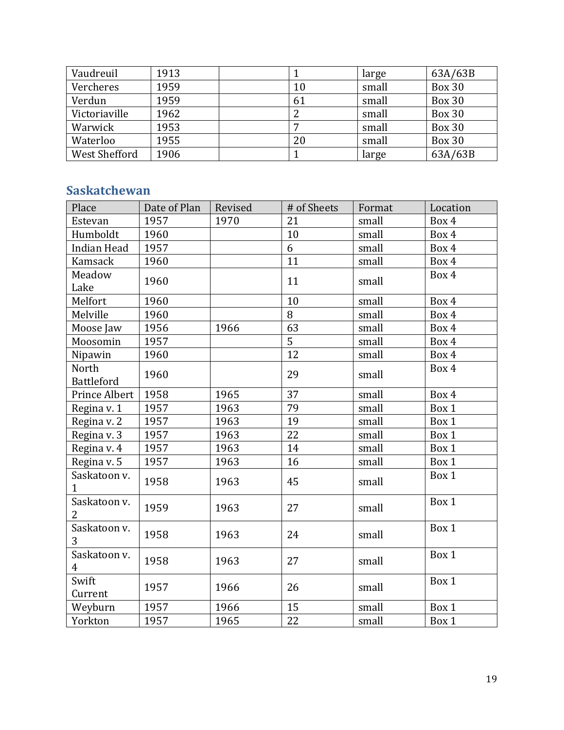| | | | | | |
|---|---|---|---|---|---|
| Vaudreuil | 1913 | | 1 | large | 63A/63B |
| Vercheres | 1959 | | 10 | small | Box 30 |
| Verdun | 1959 | | 61 | small | Box 30 |
| Victoriaville | 1962 | | 2 | small | Box 30 |
| Warwick | 1953 | | 7 | small | Box 30 |
| Waterloo | 1955 | | 20 | small | Box 30 |
| West Shefford | 1906 | | 1 | large | 63A/63B |

## Saskatchewan

| Place | Date of Plan | Revised | # of Sheets | Format | Location |
|---|---|---|---|---|---|
| Estevan | 1957 | 1970 | 21 | small | Box 4 |
| Humboldt | 1960 | | 10 | small | Box 4 |
| Indian Head | 1957 | | 6 | small | Box 4 |
| Kamsack | 1960 | | 11 | small | Box 4 |
| Meadow Lake | 1960 | | 11 | small | Box 4 |
| Melfort | 1960 | | 10 | small | Box 4 |
| Melville | 1960 | | 8 | small | Box 4 |
| Moose Jaw | 1956 | 1966 | 63 | small | Box 4 |
| Moosomin | 1957 | | 5 | small | Box 4 |
| Nipawin | 1960 | | 12 | small | Box 4 |
| North Battleford | 1960 | | 29 | small | Box 4 |
| Prince Albert | 1958 | 1965 | 37 | small | Box 4 |
| Regina v. 1 | 1957 | 1963 | 79 | small | Box 1 |
| Regina v. 2 | 1957 | 1963 | 19 | small | Box 1 |
| Regina v. 3 | 1957 | 1963 | 22 | small | Box 1 |
| Regina v. 4 | 1957 | 1963 | 14 | small | Box 1 |
| Regina v. 5 | 1957 | 1963 | 16 | small | Box 1 |
| Saskatoon v. 1 | 1958 | 1963 | 45 | small | Box 1 |
| Saskatoon v. 2 | 1959 | 1963 | 27 | small | Box 1 |
| Saskatoon v. 3 | 1958 | 1963 | 24 | small | Box 1 |
| Saskatoon v. 4 | 1958 | 1963 | 27 | small | Box 1 |
| Swift Current | 1957 | 1966 | 26 | small | Box 1 |
| Weyburn | 1957 | 1966 | 15 | small | Box 1 |
| Yorkton | 1957 | 1965 | 22 | small | Box 1 |